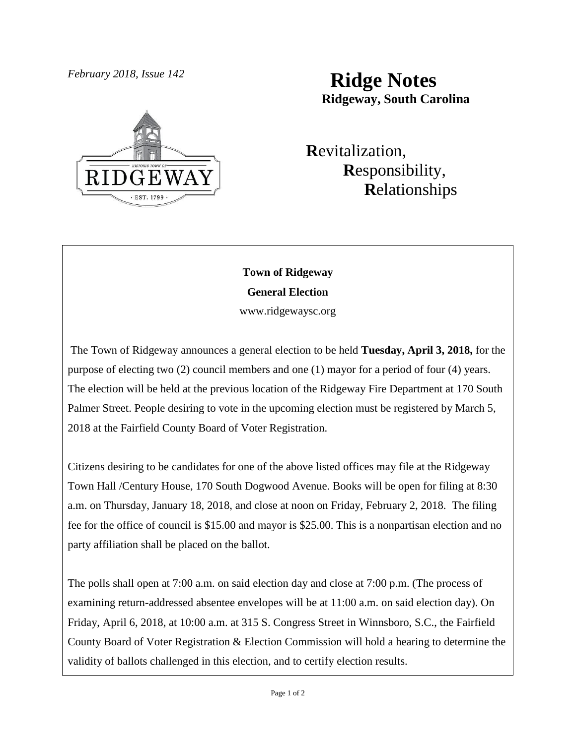*February 2018, Issue 142*

# Ridge Notes

**Ridgeway, South Carolina**

**R**evitalization,
**R**esponsibility,
**R**elationships

**Town of Ridgeway**

**General Election**

www.ridgewaysc.org

The Town of Ridgeway announces a general election to be held **Tuesday, April 3, 2018,** for the purpose of electing two (2) council members and one (1) mayor for a period of four (4) years. The election will be held at the previous location of the Ridgeway Fire Department at 170 South Palmer Street. People desiring to vote in the upcoming election must be registered by March 5, 2018 at the Fairfield County Board of Voter Registration.

Citizens desiring to be candidates for one of the above listed offices may file at the Ridgeway Town Hall /Century House, 170 South Dogwood Avenue. Books will be open for filing at 8:30 a.m. on Thursday, January 18, 2018, and close at noon on Friday, February 2, 2018. The filing fee for the office of council is $15.00 and mayor is $25.00. This is a nonpartisan election and no party affiliation shall be placed on the ballot.

The polls shall open at 7:00 a.m. on said election day and close at 7:00 p.m. (The process of examining return-addressed absentee envelopes will be at 11:00 a.m. on said election day). On Friday, April 6, 2018, at 10:00 a.m. at 315 S. Congress Street in Winnsboro, S.C., the Fairfield County Board of Voter Registration & Election Commission will hold a hearing to determine the validity of ballots challenged in this election, and to certify election results.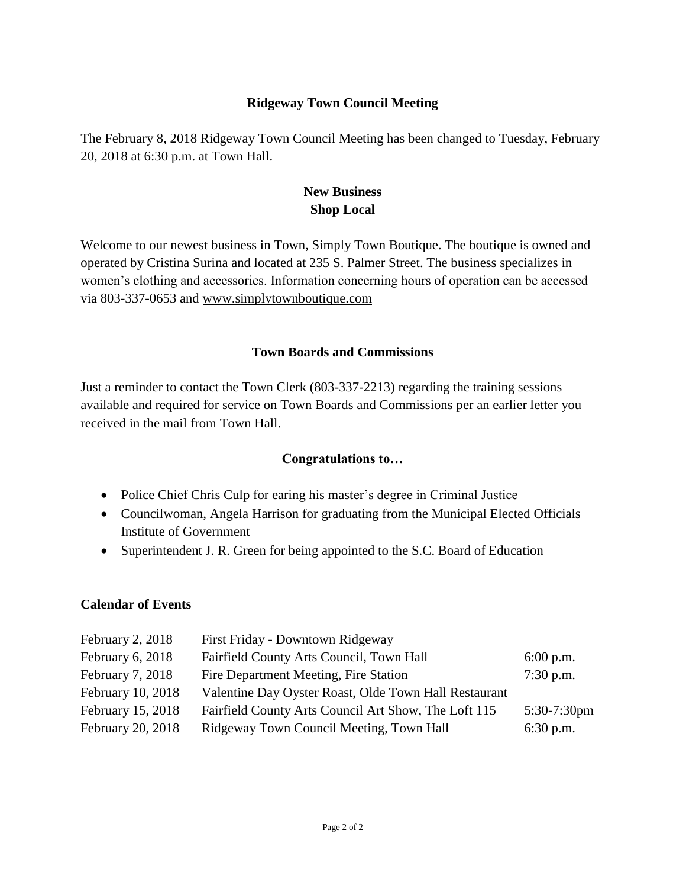## Ridgeway Town Council Meeting

The February 8, 2018 Ridgeway Town Council Meeting has been changed to Tuesday, February 20, 2018 at 6:30 p.m. at Town Hall.

## New Business
## Shop Local

Welcome to our newest business in Town, Simply Town Boutique. The boutique is owned and operated by Cristina Surina and located at 235 S. Palmer Street. The business specializes in women's clothing and accessories. Information concerning hours of operation can be accessed via 803-337-0653 and www.simplytownboutique.com

## Town Boards and Commissions

Just a reminder to contact the Town Clerk (803-337-2213) regarding the training sessions available and required for service on Town Boards and Commissions per an earlier letter you received in the mail from Town Hall.

## Congratulations to…

- Police Chief Chris Culp for earing his master's degree in Criminal Justice
- Councilwoman, Angela Harrison for graduating from the Municipal Elected Officials Institute of Government
- Superintendent J. R. Green for being appointed to the S.C. Board of Education

## Calendar of Events

| | | |
|---|---|---|
| February 2, 2018 | First Friday - Downtown Ridgeway | |
| February 6, 2018 | Fairfield County Arts Council, Town Hall | 6:00 p.m. |
| February 7, 2018 | Fire Department Meeting, Fire Station | 7:30 p.m. |
| February 10, 2018 | Valentine Day Oyster Roast, Olde Town Hall Restaurant | |
| February 15, 2018 | Fairfield County Arts Council Art Show, The Loft 115 | 5:30-7:30pm |
| February 20, 2018 | Ridgeway Town Council Meeting, Town Hall | 6:30 p.m. |